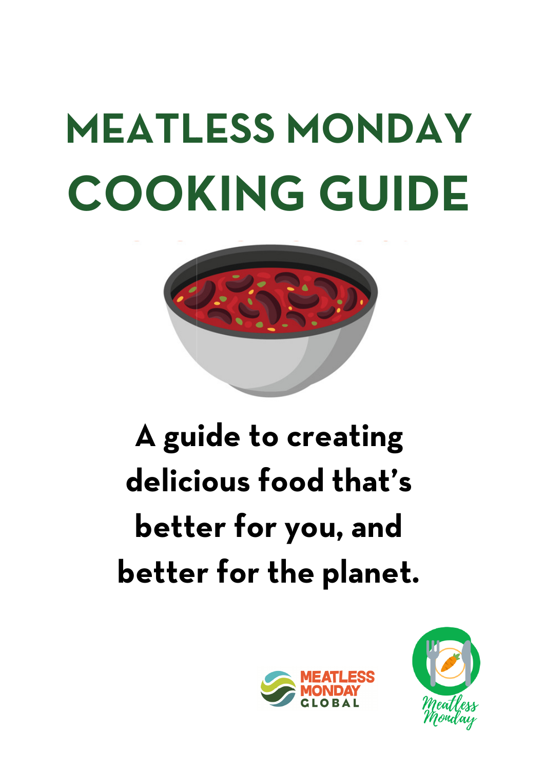# MEATLESS MONDAY COOKING GUIDE

**A guide to creating delicious food that's better for you, and better for the planet.**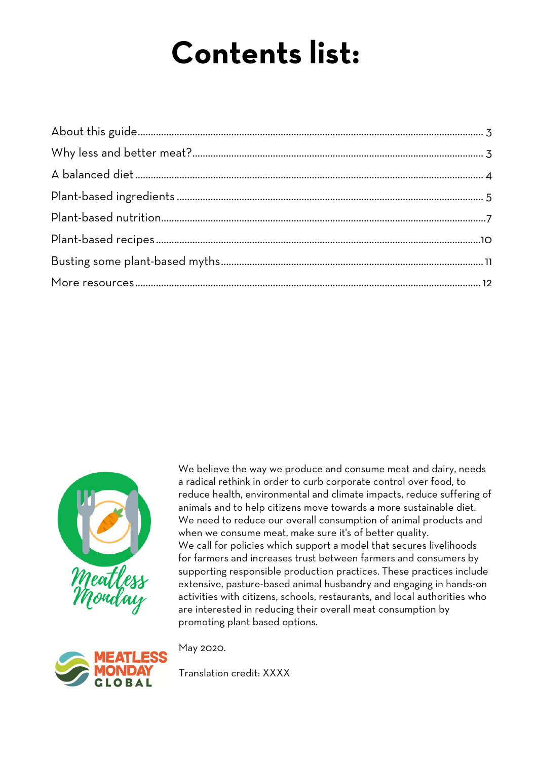# Contents list:

| | |
|---|---|
| About this guide | 3 |
| Why less and better meat? | 3 |
| A balanced diet | 4 |
| Plant-based ingredients | 5 |
| Plant-based nutrition | 7 |
| Plant-based recipes | 10 |
| Busting some plant-based myths | 11 |
| More resources | 12 |

We believe the way we produce and consume meat and dairy, needs a radical rethink in order to curb corporate control over food, to reduce health, environmental and climate impacts, reduce suffering of animals and to help citizens move towards a more sustainable diet. We need to reduce our overall consumption of animal products and when we consume meat, make sure it's of better quality.
We call for policies which support a model that secures livelihoods for farmers and increases trust between farmers and consumers by supporting responsible production practices. These practices include extensive, pasture-based animal husbandry and engaging in hands-on activities with citizens, schools, restaurants, and local authorities who are interested in reducing their overall meat consumption by promoting plant based options.

May 2020.

Translation credit: XXXX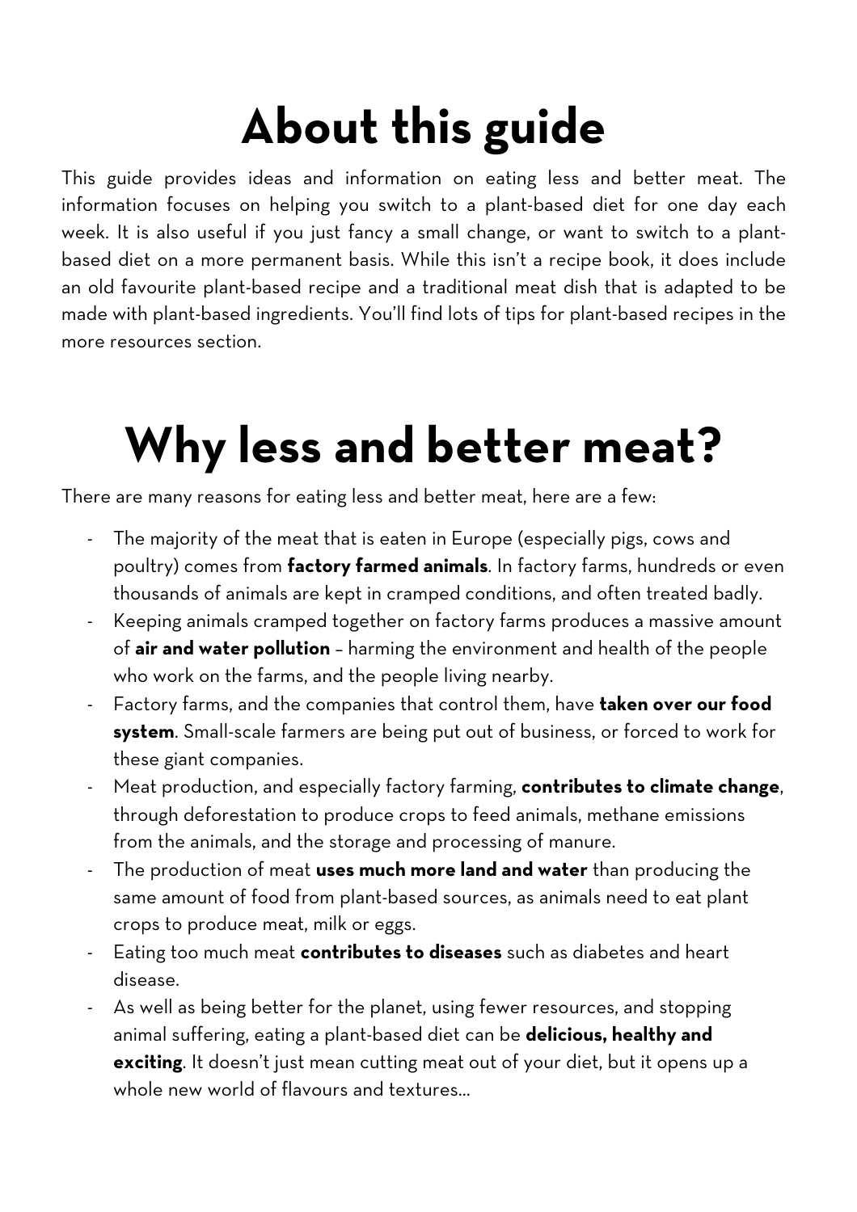# About this guide

This guide provides ideas and information on eating less and better meat. The information focuses on helping you switch to a plant-based diet for one day each week. It is also useful if you just fancy a small change, or want to switch to a plant-based diet on a more permanent basis. While this isn't a recipe book, it does include an old favourite plant-based recipe and a traditional meat dish that is adapted to be made with plant-based ingredients. You'll find lots of tips for plant-based recipes in the more resources section.

# Why less and better meat?

There are many reasons for eating less and better meat, here are a few:

- The majority of the meat that is eaten in Europe (especially pigs, cows and poultry) comes from **factory farmed animals**. In factory farms, hundreds or even thousands of animals are kept in cramped conditions, and often treated badly.
- Keeping animals cramped together on factory farms produces a massive amount of **air and water pollution** – harming the environment and health of the people who work on the farms, and the people living nearby.
- Factory farms, and the companies that control them, have **taken over our food system**. Small-scale farmers are being put out of business, or forced to work for these giant companies.
- Meat production, and especially factory farming, **contributes to climate change**, through deforestation to produce crops to feed animals, methane emissions from the animals, and the storage and processing of manure.
- The production of meat **uses much more land and water** than producing the same amount of food from plant-based sources, as animals need to eat plant crops to produce meat, milk or eggs.
- Eating too much meat **contributes to diseases** such as diabetes and heart disease.
- As well as being better for the planet, using fewer resources, and stopping animal suffering, eating a plant-based diet can be **delicious, healthy and exciting**. It doesn't just mean cutting meat out of your diet, but it opens up a whole new world of flavours and textures…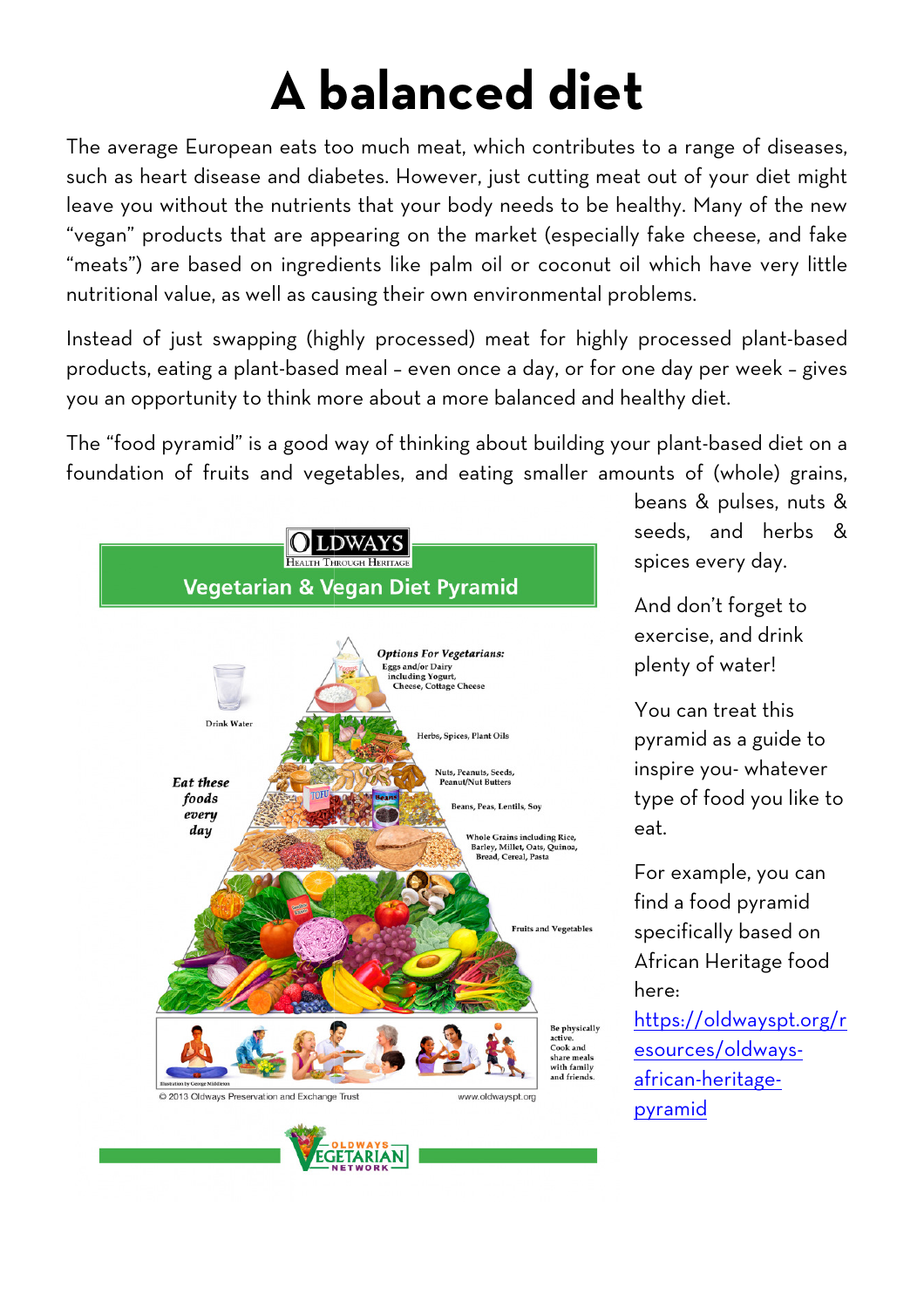# A balanced diet

The average European eats too much meat, which contributes to a range of diseases, such as heart disease and diabetes. However, just cutting meat out of your diet might leave you without the nutrients that your body needs to be healthy. Many of the new "vegan" products that are appearing on the market (especially fake cheese, and fake "meats") are based on ingredients like palm oil or coconut oil which have very little nutritional value, as well as causing their own environmental problems.

Instead of just swapping (highly processed) meat for highly processed plant-based products, eating a plant-based meal – even once a day, or for one day per week – gives you an opportunity to think more about a more balanced and healthy diet.

The "food pyramid" is a good way of thinking about building your plant-based diet on a foundation of fruits and vegetables, and eating smaller amounts of (whole) grains, beans & pulses, nuts & seeds, and herbs & spices every day.

And don't forget to exercise, and drink plenty of water!

You can treat this pyramid as a guide to inspire you- whatever type of food you like to eat.

For example, you can find a food pyramid specifically based on African Heritage food here: [https://oldwayspt.org/resources/oldways-african-heritage-pyramid](https://oldwayspt.org/resources/oldways-african-heritage-pyramid)

OLDWAYS Health Through Heritage

**Vegetarian & Vegan Diet Pyramid**

*Options For Vegetarians:* Eggs and/or Dairy including Yogurt, Cheese, Cottage Cheese

Drink Water

Herbs, Spices, Plant Oils

Nuts, Peanuts, Seeds, Peanut/Nut Butters

*Eat these foods every day*

Beans, Peas, Lentils, Soy

Whole Grains including Rice, Barley, Millet, Oats, Quinoa, Bread, Cereal, Pasta

Fruits and Vegetables

Be physically active. Cook and share meals with family and friends.

Illustration by George Middleton

© 2013 Oldways Preservation and Exchange Trust www.oldwayspt.org

OLDWAYS VEGETARIAN NETWORK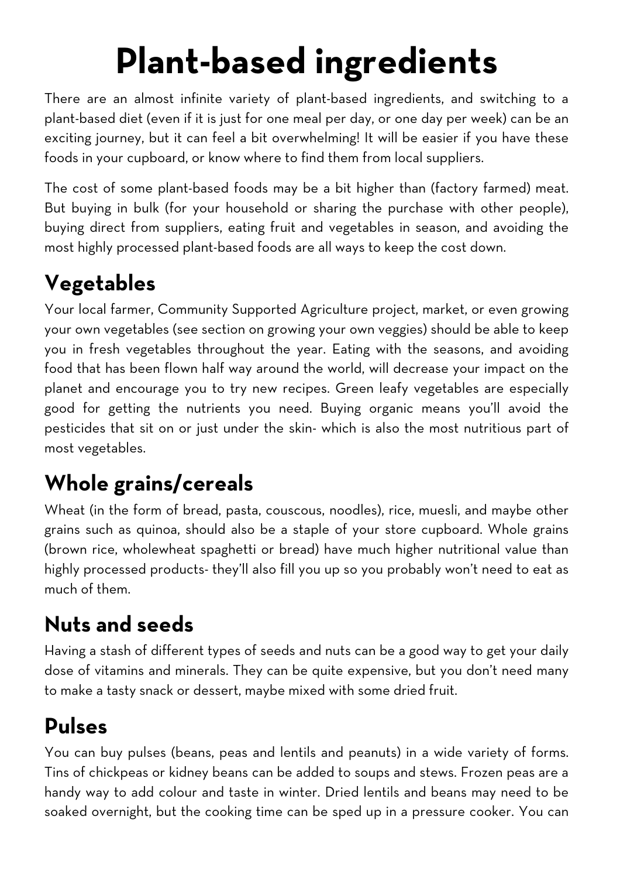# Plant-based ingredients

There are an almost infinite variety of plant-based ingredients, and switching to a plant-based diet (even if it is just for one meal per day, or one day per week) can be an exciting journey, but it can feel a bit overwhelming! It will be easier if you have these foods in your cupboard, or know where to find them from local suppliers.

The cost of some plant-based foods may be a bit higher than (factory farmed) meat. But buying in bulk (for your household or sharing the purchase with other people), buying direct from suppliers, eating fruit and vegetables in season, and avoiding the most highly processed plant-based foods are all ways to keep the cost down.

## Vegetables

Your local farmer, Community Supported Agriculture project, market, or even growing your own vegetables (see section on growing your own veggies) should be able to keep you in fresh vegetables throughout the year. Eating with the seasons, and avoiding food that has been flown half way around the world, will decrease your impact on the planet and encourage you to try new recipes. Green leafy vegetables are especially good for getting the nutrients you need. Buying organic means you'll avoid the pesticides that sit on or just under the skin- which is also the most nutritious part of most vegetables.

## Whole grains/cereals

Wheat (in the form of bread, pasta, couscous, noodles), rice, muesli, and maybe other grains such as quinoa, should also be a staple of your store cupboard. Whole grains (brown rice, wholewheat spaghetti or bread) have much higher nutritional value than highly processed products- they'll also fill you up so you probably won't need to eat as much of them.

## Nuts and seeds

Having a stash of different types of seeds and nuts can be a good way to get your daily dose of vitamins and minerals. They can be quite expensive, but you don't need many to make a tasty snack or dessert, maybe mixed with some dried fruit.

## Pulses

You can buy pulses (beans, peas and lentils and peanuts) in a wide variety of forms. Tins of chickpeas or kidney beans can be added to soups and stews. Frozen peas are a handy way to add colour and taste in winter. Dried lentils and beans may need to be soaked overnight, but the cooking time can be sped up in a pressure cooker. You can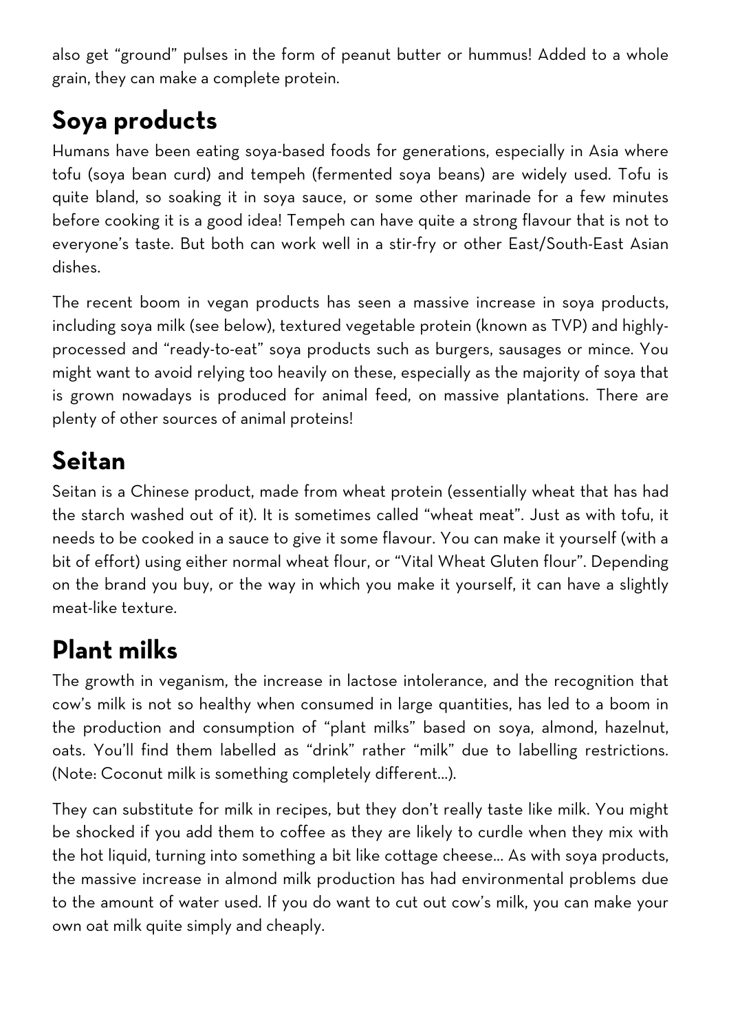also get "ground" pulses in the form of peanut butter or hummus! Added to a whole grain, they can make a complete protein.

## Soya products

Humans have been eating soya-based foods for generations, especially in Asia where tofu (soya bean curd) and tempeh (fermented soya beans) are widely used. Tofu is quite bland, so soaking it in soya sauce, or some other marinade for a few minutes before cooking it is a good idea! Tempeh can have quite a strong flavour that is not to everyone's taste. But both can work well in a stir-fry or other East/South-East Asian dishes.

The recent boom in vegan products has seen a massive increase in soya products, including soya milk (see below), textured vegetable protein (known as TVP) and highly-processed and "ready-to-eat" soya products such as burgers, sausages or mince. You might want to avoid relying too heavily on these, especially as the majority of soya that is grown nowadays is produced for animal feed, on massive plantations. There are plenty of other sources of animal proteins!

## Seitan

Seitan is a Chinese product, made from wheat protein (essentially wheat that has had the starch washed out of it). It is sometimes called "wheat meat". Just as with tofu, it needs to be cooked in a sauce to give it some flavour. You can make it yourself (with a bit of effort) using either normal wheat flour, or "Vital Wheat Gluten flour". Depending on the brand you buy, or the way in which you make it yourself, it can have a slightly meat-like texture.

## Plant milks

The growth in veganism, the increase in lactose intolerance, and the recognition that cow's milk is not so healthy when consumed in large quantities, has led to a boom in the production and consumption of "plant milks" based on soya, almond, hazelnut, oats. You'll find them labelled as "drink" rather "milk" due to labelling restrictions. (Note: Coconut milk is something completely different…).

They can substitute for milk in recipes, but they don't really taste like milk. You might be shocked if you add them to coffee as they are likely to curdle when they mix with the hot liquid, turning into something a bit like cottage cheese… As with soya products, the massive increase in almond milk production has had environmental problems due to the amount of water used. If you do want to cut out cow's milk, you can make your own oat milk quite simply and cheaply.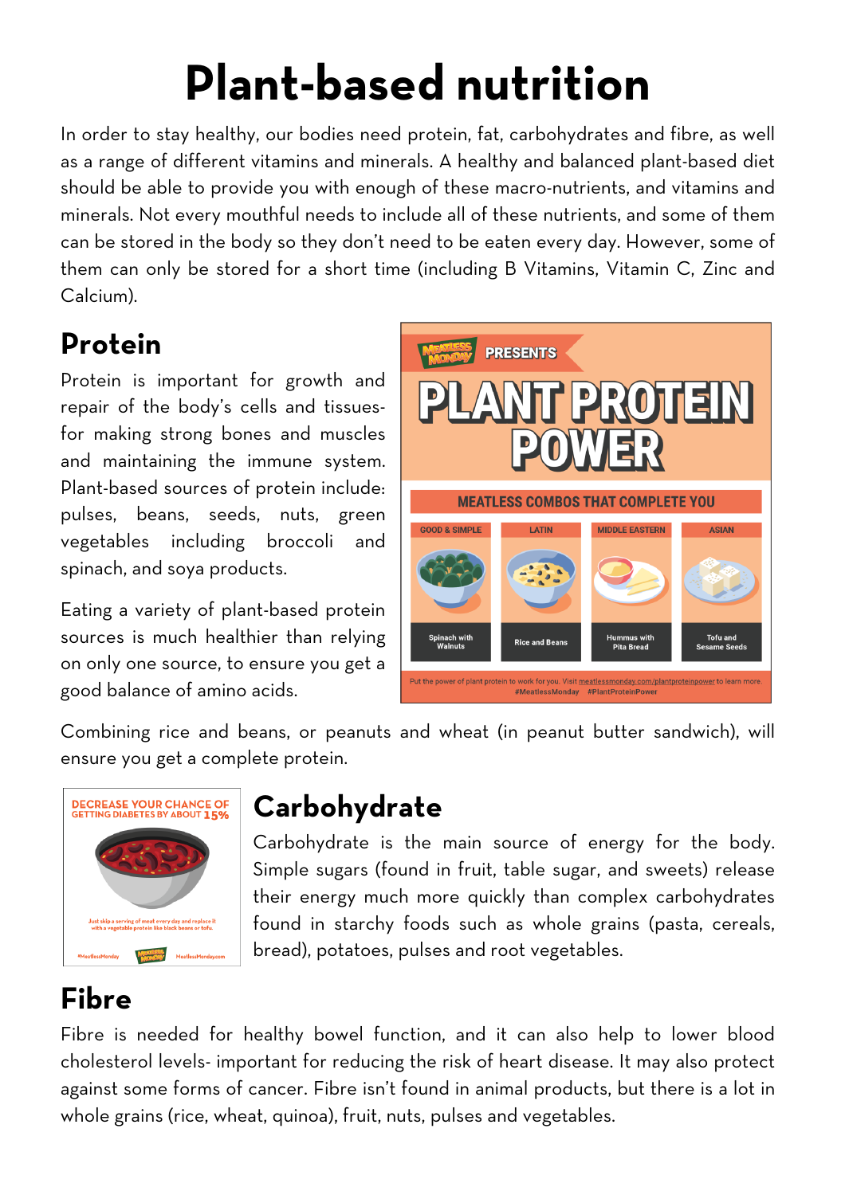# Plant-based nutrition

In order to stay healthy, our bodies need protein, fat, carbohydrates and fibre, as well as a range of different vitamins and minerals. A healthy and balanced plant-based diet should be able to provide you with enough of these macro-nutrients, and vitamins and minerals. Not every mouthful needs to include all of these nutrients, and some of them can be stored in the body so they don't need to be eaten every day. However, some of them can only be stored for a short time (including B Vitamins, Vitamin C, Zinc and Calcium).

## Protein

Protein is important for growth and repair of the body's cells and tissues- for making strong bones and muscles and maintaining the immune system. Plant-based sources of protein include: pulses, beans, seeds, nuts, green vegetables including broccoli and spinach, and soya products.

Eating a variety of plant-based protein sources is much healthier than relying on only one source, to ensure you get a good balance of amino acids.

Combining rice and beans, or peanuts and wheat (in peanut butter sandwich), will ensure you get a complete protein.

## Carbohydrate

Carbohydrate is the main source of energy for the body. Simple sugars (found in fruit, table sugar, and sweets) release their energy much more quickly than complex carbohydrates found in starchy foods such as whole grains (pasta, cereals, bread), potatoes, pulses and root vegetables.

## Fibre

Fibre is needed for healthy bowel function, and it can also help to lower blood cholesterol levels- important for reducing the risk of heart disease. It may also protect against some forms of cancer. Fibre isn't found in animal products, but there is a lot in whole grains (rice, wheat, quinoa), fruit, nuts, pulses and vegetables.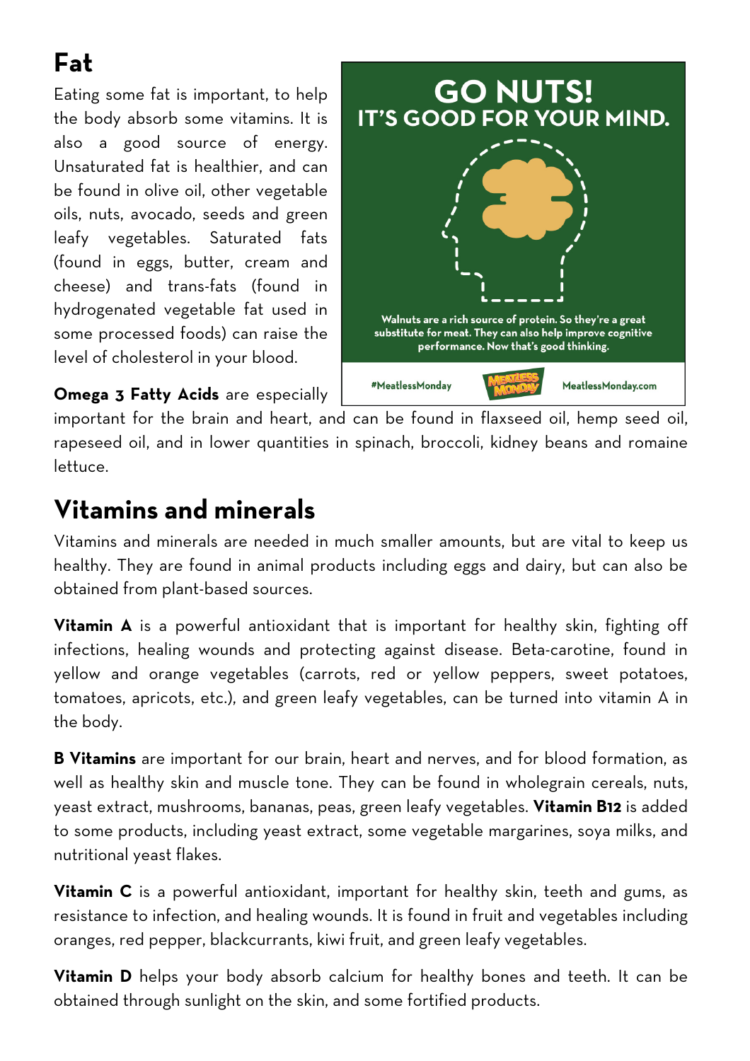## Fat

Eating some fat is important, to help the body absorb some vitamins. It is also a good source of energy. Unsaturated fat is healthier, and can be found in olive oil, other vegetable oils, nuts, avocado, seeds and green leafy vegetables. Saturated fats (found in eggs, butter, cream and cheese) and trans-fats (found in hydrogenated vegetable fat used in some processed foods) can raise the level of cholesterol in your blood.

**Omega 3 Fatty Acids** are especially important for the brain and heart, and can be found in flaxseed oil, hemp seed oil, rapeseed oil, and in lower quantities in spinach, broccoli, kidney beans and romaine lettuce.

## Vitamins and minerals

Vitamins and minerals are needed in much smaller amounts, but are vital to keep us healthy. They are found in animal products including eggs and dairy, but can also be obtained from plant-based sources.

**Vitamin A** is a powerful antioxidant that is important for healthy skin, fighting off infections, healing wounds and protecting against disease. Beta-carotine, found in yellow and orange vegetables (carrots, red or yellow peppers, sweet potatoes, tomatoes, apricots, etc.), and green leafy vegetables, can be turned into vitamin A in the body.

**B Vitamins** are important for our brain, heart and nerves, and for blood formation, as well as healthy skin and muscle tone. They can be found in wholegrain cereals, nuts, yeast extract, mushrooms, bananas, peas, green leafy vegetables. **Vitamin B12** is added to some products, including yeast extract, some vegetable margarines, soya milks, and nutritional yeast flakes.

**Vitamin C** is a powerful antioxidant, important for healthy skin, teeth and gums, as resistance to infection, and healing wounds. It is found in fruit and vegetables including oranges, red pepper, blackcurrants, kiwi fruit, and green leafy vegetables.

**Vitamin D** helps your body absorb calcium for healthy bones and teeth. It can be obtained through sunlight on the skin, and some fortified products.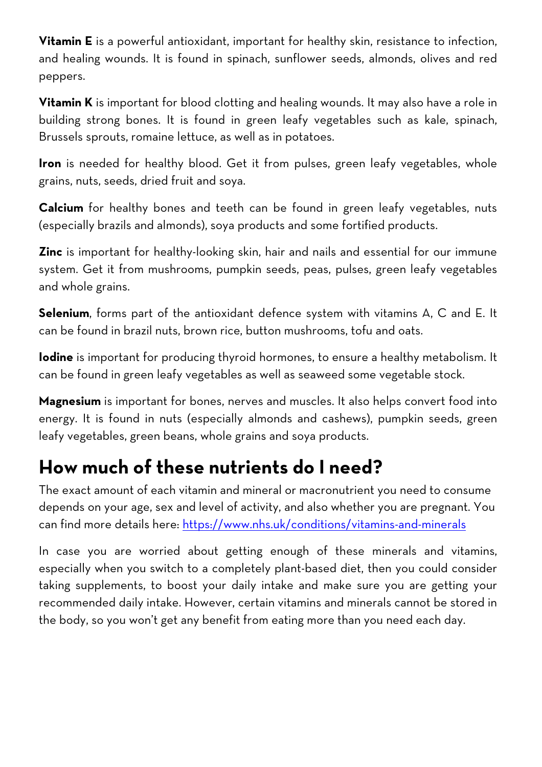**Vitamin E** is a powerful antioxidant, important for healthy skin, resistance to infection, and healing wounds. It is found in spinach, sunflower seeds, almonds, olives and red peppers.

**Vitamin K** is important for blood clotting and healing wounds. It may also have a role in building strong bones. It is found in green leafy vegetables such as kale, spinach, Brussels sprouts, romaine lettuce, as well as in potatoes.

**Iron** is needed for healthy blood. Get it from pulses, green leafy vegetables, whole grains, nuts, seeds, dried fruit and soya.

**Calcium** for healthy bones and teeth can be found in green leafy vegetables, nuts (especially brazils and almonds), soya products and some fortified products.

**Zinc** is important for healthy-looking skin, hair and nails and essential for our immune system. Get it from mushrooms, pumpkin seeds, peas, pulses, green leafy vegetables and whole grains.

**Selenium**, forms part of the antioxidant defence system with vitamins A, C and E. It can be found in brazil nuts, brown rice, button mushrooms, tofu and oats.

**Iodine** is important for producing thyroid hormones, to ensure a healthy metabolism. It can be found in green leafy vegetables as well as seaweed some vegetable stock.

**Magnesium** is important for bones, nerves and muscles. It also helps convert food into energy. It is found in nuts (especially almonds and cashews), pumpkin seeds, green leafy vegetables, green beans, whole grains and soya products.

## How much of these nutrients do I need?

The exact amount of each vitamin and mineral or macronutrient you need to consume depends on your age, sex and level of activity, and also whether you are pregnant. You can find more details here: [https://www.nhs.uk/conditions/vitamins-and-minerals](https://www.nhs.uk/conditions/vitamins-and-minerals)

In case you are worried about getting enough of these minerals and vitamins, especially when you switch to a completely plant-based diet, then you could consider taking supplements, to boost your daily intake and make sure you are getting your recommended daily intake. However, certain vitamins and minerals cannot be stored in the body, so you won't get any benefit from eating more than you need each day.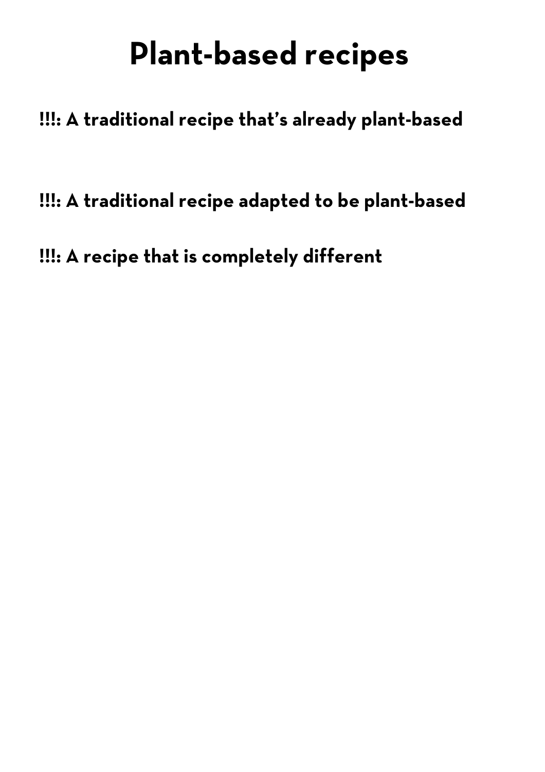# Plant-based recipes

**!!!: A traditional recipe that's already plant-based**

**!!!: A traditional recipe adapted to be plant-based**

**!!!: A recipe that is completely different**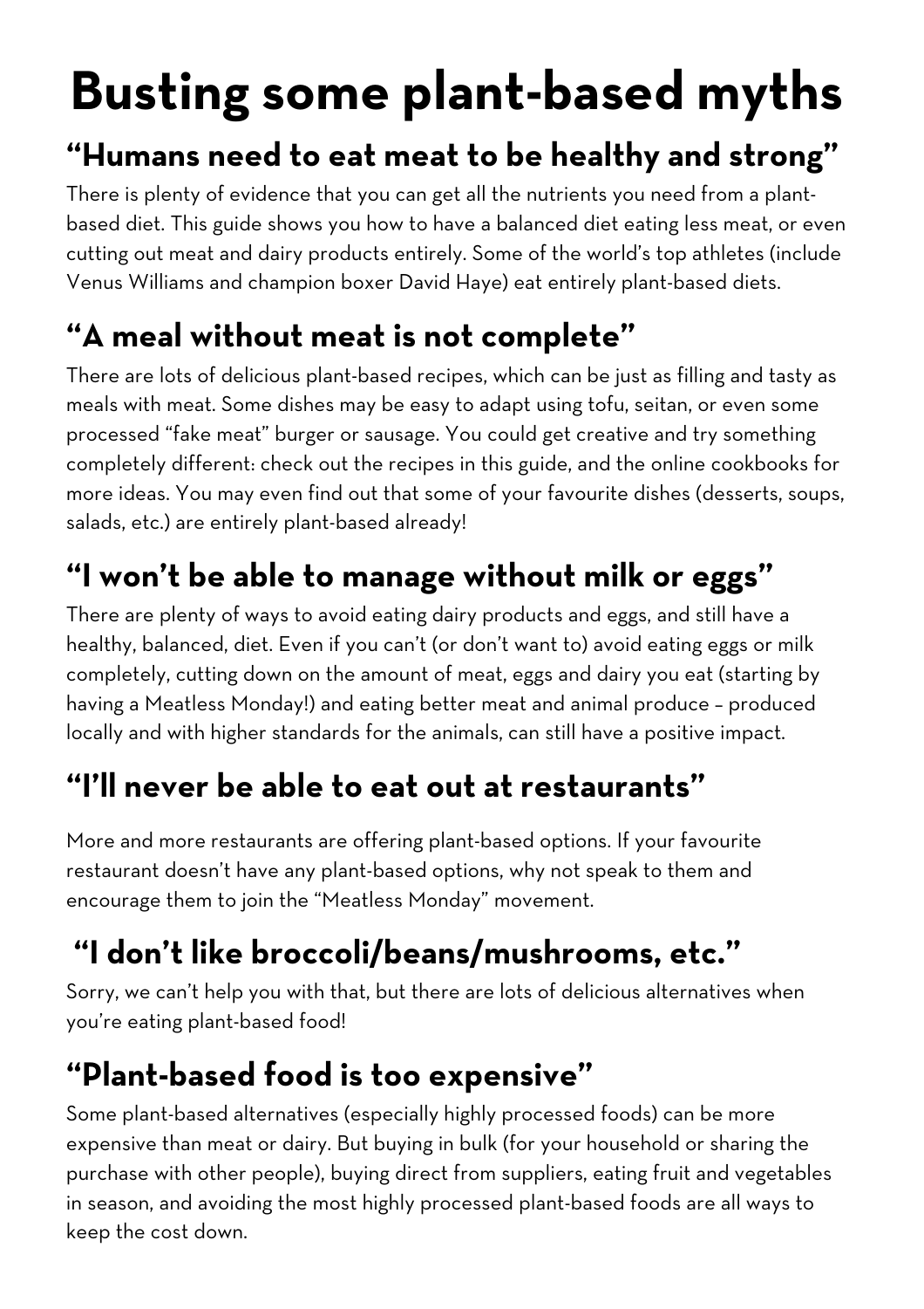# Busting some plant-based myths

## “Humans need to eat meat to be healthy and strong”

There is plenty of evidence that you can get all the nutrients you need from a plant-based diet. This guide shows you how to have a balanced diet eating less meat, or even cutting out meat and dairy products entirely. Some of the world’s top athletes (include Venus Williams and champion boxer David Haye) eat entirely plant-based diets.

## “A meal without meat is not complete”

There are lots of delicious plant-based recipes, which can be just as filling and tasty as meals with meat. Some dishes may be easy to adapt using tofu, seitan, or even some processed “fake meat” burger or sausage. You could get creative and try something completely different: check out the recipes in this guide, and the online cookbooks for more ideas. You may even find out that some of your favourite dishes (desserts, soups, salads, etc.) are entirely plant-based already!

## “I won’t be able to manage without milk or eggs”

There are plenty of ways to avoid eating dairy products and eggs, and still have a healthy, balanced, diet. Even if you can’t (or don’t want to) avoid eating eggs or milk completely, cutting down on the amount of meat, eggs and dairy you eat (starting by having a Meatless Monday!) and eating better meat and animal produce – produced locally and with higher standards for the animals, can still have a positive impact.

## “I’ll never be able to eat out at restaurants”

More and more restaurants are offering plant-based options. If your favourite restaurant doesn’t have any plant-based options, why not speak to them and encourage them to join the “Meatless Monday” movement.

## “I don’t like broccoli/beans/mushrooms, etc.”

Sorry, we can’t help you with that, but there are lots of delicious alternatives when you’re eating plant-based food!

## “Plant-based food is too expensive”

Some plant-based alternatives (especially highly processed foods) can be more expensive than meat or dairy. But buying in bulk (for your household or sharing the purchase with other people), buying direct from suppliers, eating fruit and vegetables in season, and avoiding the most highly processed plant-based foods are all ways to keep the cost down.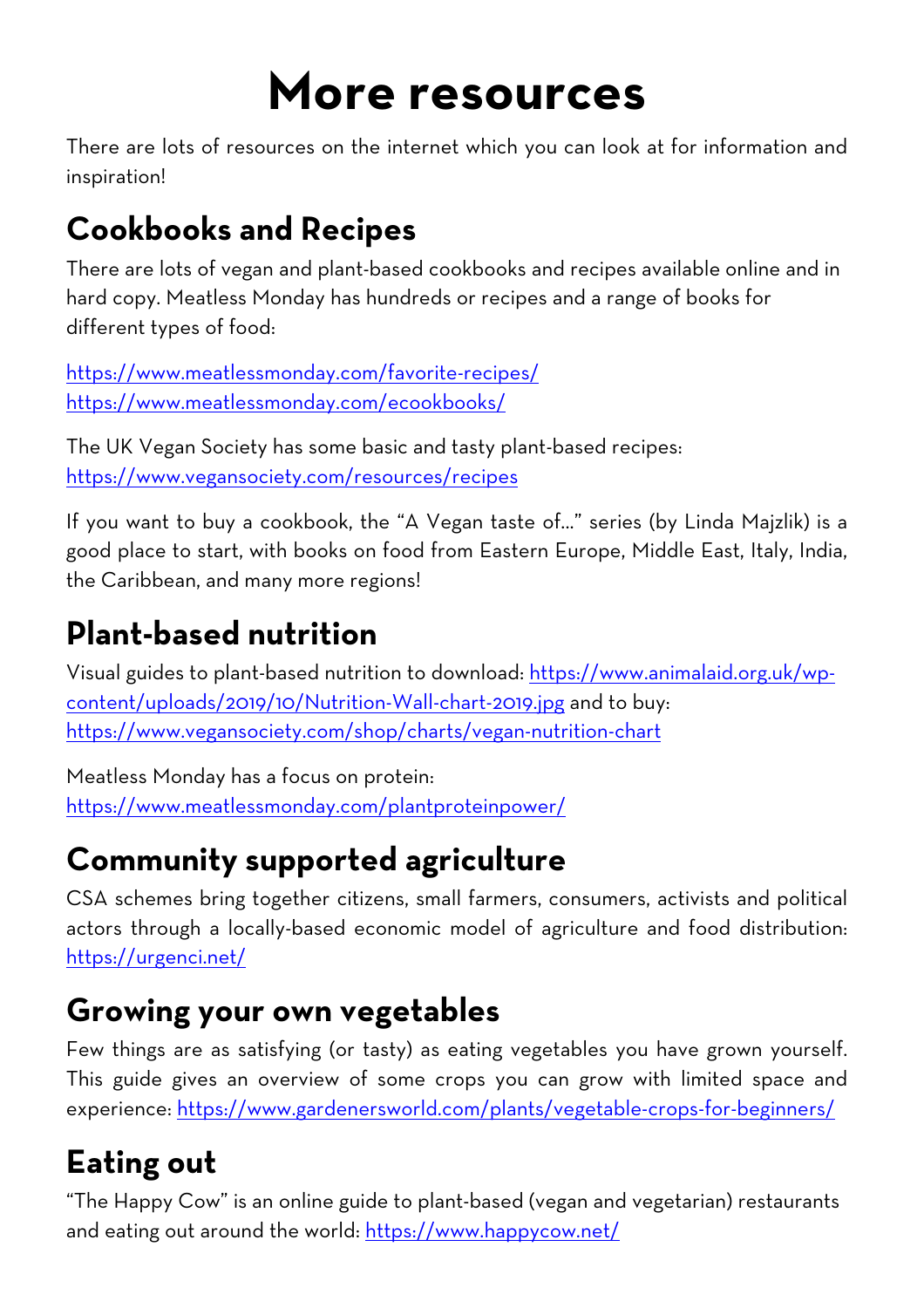# More resources

There are lots of resources on the internet which you can look at for information and inspiration!

## Cookbooks and Recipes

There are lots of vegan and plant-based cookbooks and recipes available online and in hard copy. Meatless Monday has hundreds or recipes and a range of books for different types of food:

https://www.meatlessmonday.com/favorite-recipes/
https://www.meatlessmonday.com/ecookbooks/

The UK Vegan Society has some basic and tasty plant-based recipes:
https://www.vegansociety.com/resources/recipes

If you want to buy a cookbook, the "A Vegan taste of…" series (by Linda Majzlik) is a good place to start, with books on food from Eastern Europe, Middle East, Italy, India, the Caribbean, and many more regions!

## Plant-based nutrition

Visual guides to plant-based nutrition to download: https://www.animalaid.org.uk/wp-content/uploads/2019/10/Nutrition-Wall-chart-2019.jpg and to buy:
https://www.vegansociety.com/shop/charts/vegan-nutrition-chart

Meatless Monday has a focus on protein:
https://www.meatlessmonday.com/plantproteinpower/

## Community supported agriculture

CSA schemes bring together citizens, small farmers, consumers, activists and political actors through a locally-based economic model of agriculture and food distribution: https://urgenci.net/

## Growing your own vegetables

Few things are as satisfying (or tasty) as eating vegetables you have grown yourself. This guide gives an overview of some crops you can grow with limited space and experience: https://www.gardenersworld.com/plants/vegetable-crops-for-beginners/

## Eating out

"The Happy Cow" is an online guide to plant-based (vegan and vegetarian) restaurants and eating out around the world: https://www.happycow.net/